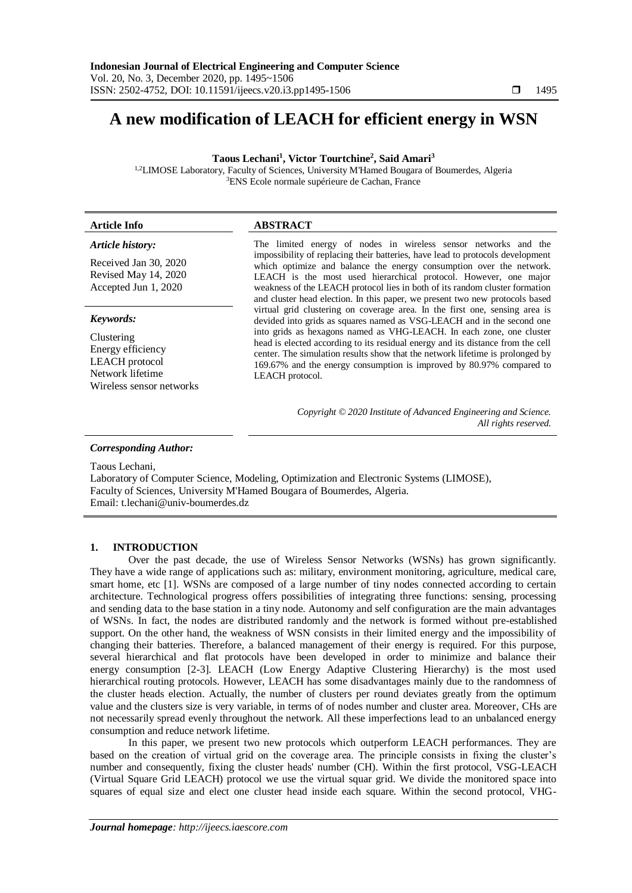# A new modification of LEACH for efficient energy in WSN

**Taous Lechani[1], Victor Tourtchine[2], Said Amari[3]**

[1,2]LIMOSE Laboratory, Faculty of Sciences, University M'Hamed Bougara of Boumerdes, Algeria
[3]ENS Ecole normale supérieure de Cachan, France

| **Article Info** | **ABSTRACT** |
| --- | --- |
| ***Article history:*** <br> Received Jan 30, 2020 <br> Revised May 14, 2020 <br> Accepted Jun 1, 2020 <br><br> ***Keywords:*** <br> Clustering <br> Energy efficiency <br> LEACH protocol <br> Network lifetime <br> Wireless sensor networks | The limited energy of nodes in wireless sensor networks and the impossibility of replacing their batteries, have lead to protocols development which optimize and balance the energy consumption over the network. LEACH is the most used hierarchical protocol. However, one major weakness of the LEACH protocol lies in both of its random cluster formation and cluster head election. In this paper, we present two new protocols based virtual grid clustering on coverage area. In the first one, sensing area is devided into grids as squares named as VSG-LEACH and in the second one into grids as hexagons named as VHG-LEACH. In each zone, one cluster head is elected according to its residual energy and its distance from the cell center. The simulation results show that the network lifetime is prolonged by 169.67% and the energy consumption is improved by 80.97% compared to LEACH protocol. <br><br> *Copyright © 2020 Institute of Advanced Engineering and Science. All rights reserved.* |

***Corresponding Author:***

Taous Lechani,
Laboratory of Computer Science, Modeling, Optimization and Electronic Systems (LIMOSE),
Faculty of Sciences, University M'Hamed Bougara of Boumerdes, Algeria.
Email: t.lechani@univ-boumerdes.dz

## 1. INTRODUCTION

Over the past decade, the use of Wireless Sensor Networks (WSNs) has grown significantly. They have a wide range of applications such as: military, environment monitoring, agriculture, medical care, smart home, etc [1]. WSNs are composed of a large number of tiny nodes connected according to certain architecture. Technological progress offers possibilities of integrating three functions: sensing, processing and sending data to the base station in a tiny node. Autonomy and self configuration are the main advantages of WSNs. In fact, the nodes are distributed randomly and the network is formed without pre-established support. On the other hand, the weakness of WSN consists in their limited energy and the impossibility of changing their batteries. Therefore, a balanced management of their energy is required. For this purpose, several hierarchical and flat protocols have been developed in order to minimize and balance their energy consumption [2-3]. LEACH (Low Energy Adaptive Clustering Hierarchy) is the most used hierarchical routing protocols. However, LEACH has some disadvantages mainly due to the randomness of the cluster heads election. Actually, the number of clusters per round deviates greatly from the optimum value and the clusters size is very variable, in terms of of nodes number and cluster area. Moreover, CHs are not necessarily spread evenly throughout the network. All these imperfections lead to an unbalanced energy consumption and reduce network lifetime.

In this paper, we present two new protocols which outperform LEACH performances. They are based on the creation of virtual grid on the coverage area. The principle consists in fixing the cluster's number and consequently, fixing the cluster heads' number (CH). Within the first protocol, VSG-LEACH (Virtual Square Grid LEACH) protocol we use the virtual squar grid. We divide the monitored space into squares of equal size and elect one cluster head inside each square. Within the second protocol, VHG-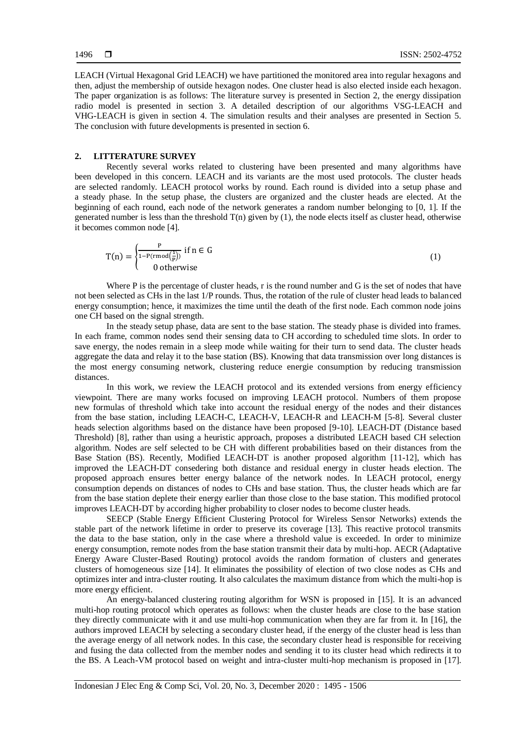LEACH (Virtual Hexagonal Grid LEACH) we have partitioned the monitored area into regular hexagons and then, adjust the membership of outside hexagon nodes. One cluster head is also elected inside each hexagon. The paper organization is as follows: The literature survey is presented in Section 2, the energy dissipation radio model is presented in section 3. A detailed description of our algorithms VSG-LEACH and VHG-LEACH is given in section 4. The simulation results and their analyses are presented in Section 5. The conclusion with future developments is presented in section 6.

## 2. LITTERATURE SURVEY

Recently several works related to clustering have been presented and many algorithms have been developed in this concern. LEACH and its variants are the most used protocols. The cluster heads are selected randomly. LEACH protocol works by round. Each round is divided into a setup phase and a steady phase. In the setup phase, the clusters are organized and the cluster heads are elected. At the beginning of each round, each node of the network generates a random number belonging to [0, 1]. If the generated number is less than the threshold T(n) given by (1), the node elects itself as cluster head, otherwise it becomes common node [4].

$$T(n) = \begin{cases} \frac{P}{1-P(r \bmod (\frac{1}{P}))} \text{ if } n \in G \\ 0 \text{ otherwise} \end{cases} \quad (1)$$

Where P is the percentage of cluster heads, r is the round number and G is the set of nodes that have not been selected as CHs in the last 1/P rounds. Thus, the rotation of the rule of cluster head leads to balanced energy consumption; hence, it maximizes the time until the death of the first node. Each common node joins one CH based on the signal strength.

In the steady setup phase, data are sent to the base station. The steady phase is divided into frames. In each frame, common nodes send their sensing data to CH according to scheduled time slots. In order to save energy, the nodes remain in a sleep mode while waiting for their turn to send data. The cluster heads aggregate the data and relay it to the base station (BS). Knowing that data transmission over long distances is the most energy consuming network, clustering reduce energie consumption by reducing transmission distances.

In this work, we review the LEACH protocol and its extended versions from energy efficiency viewpoint. There are many works focused on improving LEACH protocol. Numbers of them propose new formulas of threshold which take into account the residual energy of the nodes and their distances from the base station, including LEACH-C, LEACH-V, LEACH-R and LEACH-M [5-8]. Several cluster heads selection algorithms based on the distance have been proposed [9-10]. LEACH-DT (Distance based Threshold) [8], rather than using a heuristic approach, proposes a distributed LEACH based CH selection algorithm. Nodes are self selected to be CH with different probabilities based on their distances from the Base Station (BS). Recently, Modified LEACH-DT is another proposed algorithm [11-12], which has improved the LEACH-DT consedering both distance and residual energy in cluster heads election. The proposed approach ensures better energy balance of the network nodes. In LEACH protocol, energy consumption depends on distances of nodes to CHs and base station. Thus, the cluster heads which are far from the base station deplete their energy earlier than those close to the base station. This modified protocol improves LEACH-DT by according higher probability to closer nodes to become cluster heads.

SEECP (Stable Energy Efficient Clustering Protocol for Wireless Sensor Networks) extends the stable part of the network lifetime in order to preserve its coverage [13]. This reactive protocol transmits the data to the base station, only in the case where a threshold value is exceeded. In order to minimize energy consumption, remote nodes from the base station transmit their data by multi-hop. AECR (Adaptative Energy Aware Cluster-Based Routing) protocol avoids the random formation of clusters and generates clusters of homogeneous size [14]. It eliminates the possibility of election of two close nodes as CHs and optimizes inter and intra-cluster routing. It also calculates the maximum distance from which the multi-hop is more energy efficient.

An energy-balanced clustering routing algorithm for WSN is proposed in [15]. It is an advanced multi-hop routing protocol which operates as follows: when the cluster heads are close to the base station they directly communicate with it and use multi-hop communication when they are far from it. In [16], the authors improved LEACH by selecting a secondary cluster head, if the energy of the cluster head is less than the average energy of all network nodes. In this case, the secondary cluster head is responsible for receiving and fusing the data collected from the member nodes and sending it to its cluster head which redirects it to the BS. A Leach-VM protocol based on weight and intra-cluster multi-hop mechanism is proposed in [17].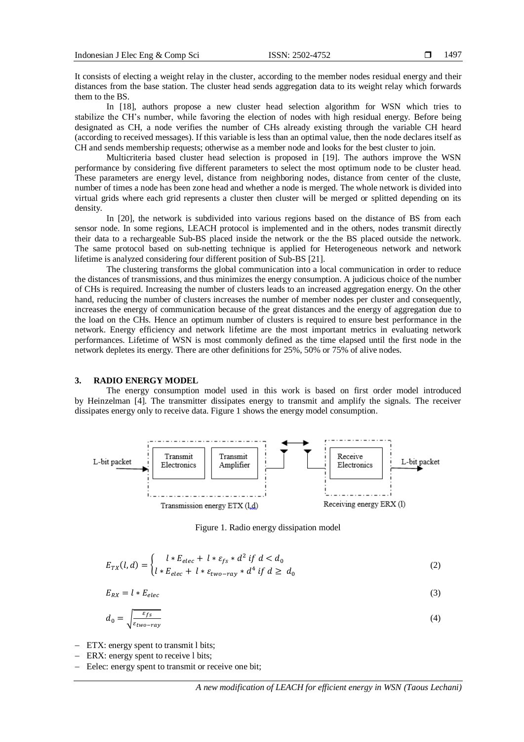It consists of electing a weight relay in the cluster, according to the member nodes residual energy and their distances from the base station. The cluster head sends aggregation data to its weight relay which forwards them to the BS.

In [18], authors propose a new cluster head selection algorithm for WSN which tries to stabilize the CH's number, while favoring the election of nodes with high residual energy. Before being designated as CH, a node verifies the number of CHs already existing through the variable CH heard (according to received messages). If this variable is less than an optimal value, then the node declares itself as CH and sends membership requests; otherwise as a member node and looks for the best cluster to join.

Multicriteria based cluster head selection is proposed in [19]. The authors improve the WSN performance by considering five different parameters to select the most optimum node to be cluster head. These parameters are energy level, distance from neighboring nodes, distance from center of the cluste, number of times a node has been zone head and whether a node is merged. The whole network is divided into virtual grids where each grid represents a cluster then cluster will be merged or splitted depending on its density.

In [20], the network is subdivided into various regions based on the distance of BS from each sensor node. In some regions, LEACH protocol is implemented and in the others, nodes transmit directly their data to a rechargeable Sub-BS placed inside the network or the the BS placed outside the network. The same protocol based on sub-netting technique is applied for Heterogeneous network and network lifetime is analyzed considering four different position of Sub-BS [21].

The clustering transforms the global communication into a local communication in order to reduce the distances of transmissions, and thus minimizes the energy consumption. A judicious choice of the number of CHs is required. Increasing the number of clusters leads to an increased aggregation energy. On the other hand, reducing the number of clusters increases the number of member nodes per cluster and consequently, increases the energy of communication because of the great distances and the energy of aggregation due to the load on the CHs. Hence an optimum number of clusters is required to ensure best performance in the network. Energy efficiency and network lifetime are the most important metrics in evaluating network performances. Lifetime of WSN is most commonly defined as the time elapsed until the first node in the network depletes its energy. There are other definitions for 25%, 50% or 75% of alive nodes.

## 3. RADIO ENERGY MODEL

The energy consumption model used in this work is based on first order model introduced by Heinzelman [4]. The transmitter dissipates energy to transmit and amplify the signals. The receiver dissipates energy only to receive data. Figure 1 shows the energy model consumption.

Figure 1. Radio energy dissipation model

$$E_{TX}(l,d) = \begin{cases} l * E_{elec} + l * \varepsilon_{fs} * d^2 \ if \ d < d_0 \\ l * E_{elec} + l * \varepsilon_{two-ray} * d^4 \ if \ d \geq d_0 \end{cases} \tag{2}$$

$$E_{RX} = l * E_{elec} \tag{3}$$

$$d_0 = \sqrt{\frac{\varepsilon_{fs}}{\varepsilon_{two-ray}}} \tag{4}$$

- ETX: energy spent to transmit l bits;
- ERX: energy spent to receive l bits;
- Eelec: energy spent to transmit or receive one bit;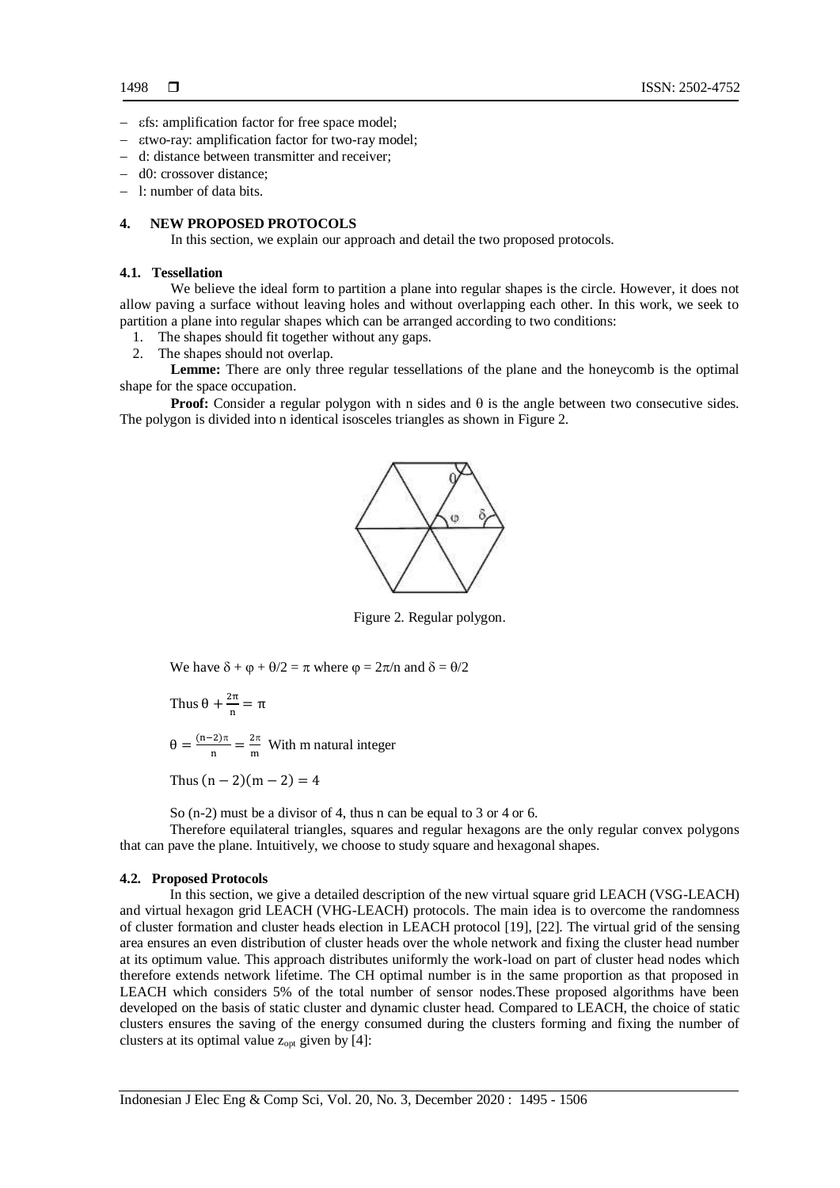- $\varepsilon_{fs}$: amplification factor for free space model;
- $\varepsilon_{two-ray}$: amplification factor for two-ray model;
- d: distance between transmitter and receiver;
- $d_0$: crossover distance;
- l: number of data bits.

## 4. NEW PROPOSED PROTOCOLS

In this section, we explain our approach and detail the two proposed protocols.

### 4.1. Tessellation

We believe the ideal form to partition a plane into regular shapes is the circle. However, it does not allow paving a surface without leaving holes and without overlapping each other. In this work, we seek to partition a plane into regular shapes which can be arranged according to two conditions:

1. The shapes should fit together without any gaps.
2. The shapes should not overlap.

**Lemme:** There are only three regular tessellations of the plane and the honeycomb is the optimal shape for the space occupation.

**Proof:** Consider a regular polygon with n sides and θ is the angle between two consecutive sides. The polygon is divided into n identical isosceles triangles as shown in Figure 2.

Figure 2. Regular polygon.

We have $\delta + \varphi + \theta/2 = \pi$ where $\varphi = 2\pi/n$ and $\delta = \theta/2$

Thus $\theta + \frac{2\pi}{n} = \pi$

$\theta = \frac{(n-2)\pi}{n} = \frac{2\pi}{m}$ With m natural integer

Thus $(n-2)(m-2) = 4$

So (n-2) must be a divisor of 4, thus n can be equal to 3 or 4 or 6.

Therefore equilateral triangles, squares and regular hexagons are the only regular convex polygons that can pave the plane. Intuitively, we choose to study square and hexagonal shapes.

### 4.2. Proposed Protocols

In this section, we give a detailed description of the new virtual square grid LEACH (VSG-LEACH) and virtual hexagon grid LEACH (VHG-LEACH) protocols. The main idea is to overcome the randomness of cluster formation and cluster heads election in LEACH protocol [19], [22]. The virtual grid of the sensing area ensures an even distribution of cluster heads over the whole network and fixing the cluster head number at its optimum value. This approach distributes uniformly the work-load on part of cluster head nodes which therefore extends network lifetime. The CH optimal number is in the same proportion as that proposed in LEACH which considers 5% of the total number of sensor nodes.These proposed algorithms have been developed on the basis of static cluster and dynamic cluster head. Compared to LEACH, the choice of static clusters ensures the saving of the energy consumed during the clusters forming and fixing the number of clusters at its optimal value $z_{opt}$ given by [4]: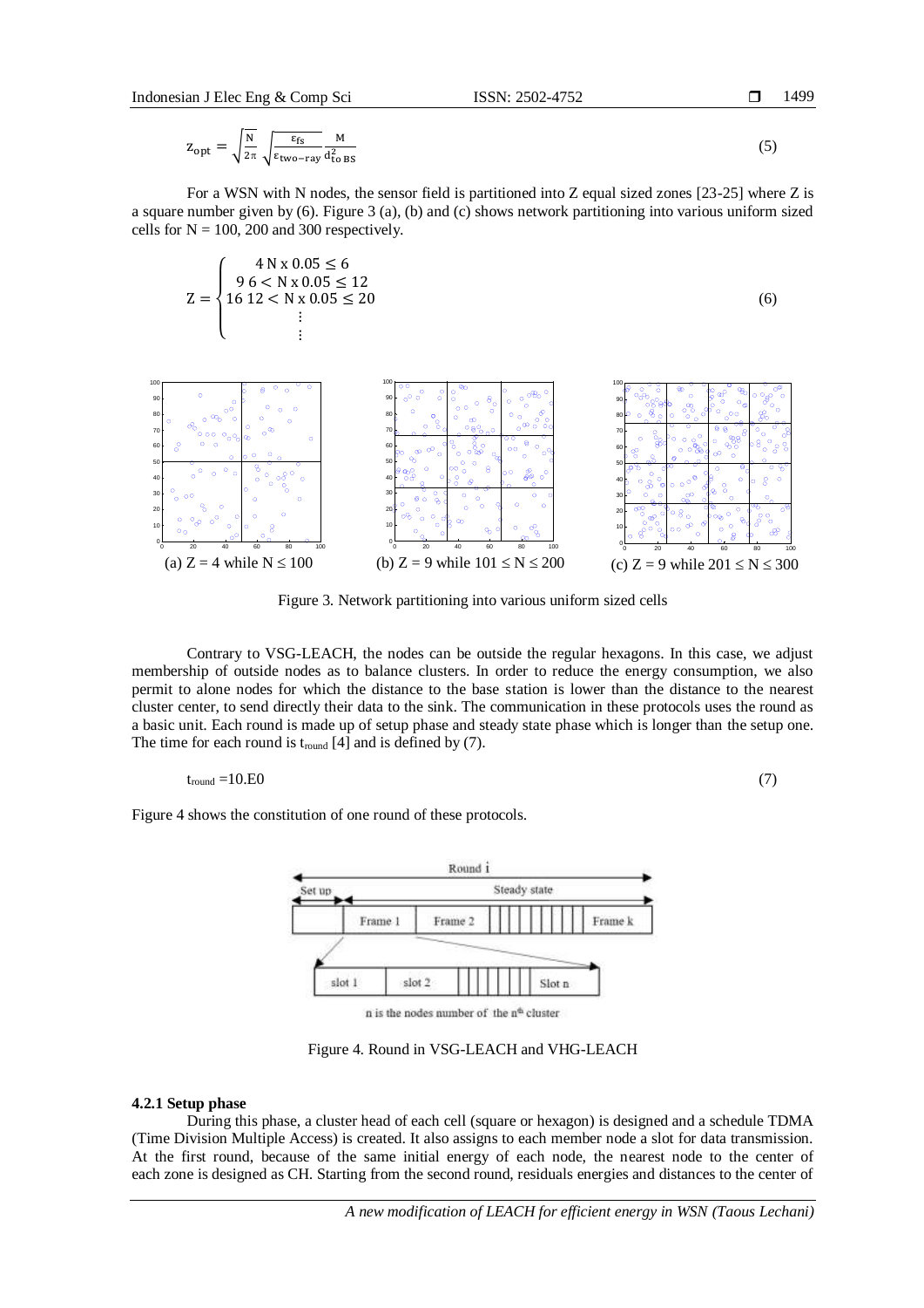$$Z_{opt} = \sqrt{\frac{N}{2\pi}} \sqrt{\frac{\varepsilon_{fs}}{\varepsilon_{two-ray}}} \frac{M}{d_{to\,BS}^{2}} \quad (5)$$

For a WSN with N nodes, the sensor field is partitioned into Z equal sized zones [23-25] where Z is a square number given by (6). Figure 3 (a), (b) and (c) shows network partitioning into various uniform sized cells for N = 100, 200 and 300 respectively.

$$Z = \begin{cases} 4 & N \times 0.05 \leq 6 \\ 9 & 6 < N \times 0.05 \leq 12 \\ 16 & 12 < N \times 0.05 \leq 20 \\ & \vdots \\ & \vdots \end{cases} \quad (6)$$

(a) Z = 4 while N ≤ 100 (b) Z = 9 while 101 ≤ N ≤ 200 (c) Z = 9 while 201 ≤ N ≤ 300

Figure 3. Network partitioning into various uniform sized cells

Contrary to VSG-LEACH, the nodes can be outside the regular hexagons. In this case, we adjust membership of outside nodes as to balance clusters. In order to reduce the energy consumption, we also permit to alone nodes for which the distance to the base station is lower than the distance to the nearest cluster center, to send directly their data to the sink. The communication in these protocols uses the round as a basic unit. Each round is made up of setup phase and steady state phase which is longer than the setup one. The time for each round is $t_{round}$ [4] and is defined by (7).

$$t_{round} = 10.E0 \quad (7)$$

Figure 4 shows the constitution of one round of these protocols.

Round i

Set up | Steady state

Frame 1 | Frame 2 | ... | Frame k

slot 1 | slot 2 | ... | Slot n

n is the nodes number of the $n^{th}$ cluster

Figure 4. Round in VSG-LEACH and VHG-LEACH

#### 4.2.1 Setup phase

During this phase, a cluster head of each cell (square or hexagon) is designed and a schedule TDMA (Time Division Multiple Access) is created. It also assigns to each member node a slot for data transmission. At the first round, because of the same initial energy of each node, the nearest node to the center of each zone is designed as CH. Starting from the second round, residuals energies and distances to the center of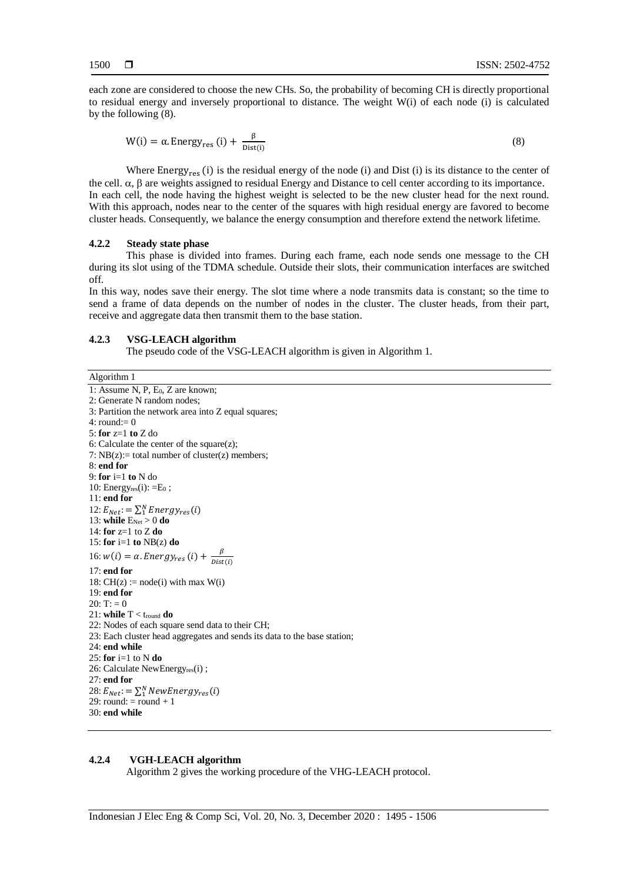each zone are considered to choose the new CHs. So, the probability of becoming CH is directly proportional to residual energy and inversely proportional to distance. The weight W(i) of each node (i) is calculated by the following (8).

$$W(i) = \alpha.\text{Energy}_{\text{res}}(i) + \frac{\beta}{\text{Dist}(i)} \quad (8)$$

Where $\text{Energy}_{\text{res}}(i)$ is the residual energy of the node (i) and Dist (i) is its distance to the center of the cell. α, β are weights assigned to residual Energy and Distance to cell center according to its importance. In each cell, the node having the highest weight is selected to be the new cluster head for the next round. With this approach, nodes near to the center of the squares with high residual energy are favored to become cluster heads. Consequently, we balance the energy consumption and therefore extend the network lifetime.

#### 4.2.2 Steady state phase

This phase is divided into frames. During each frame, each node sends one message to the CH during its slot using of the TDMA schedule. Outside their slots, their communication interfaces are switched off.

In this way, nodes save their energy. The slot time where a node transmits data is constant; so the time to send a frame of data depends on the number of nodes in the cluster. The cluster heads, from their part, receive and aggregate data then transmit them to the base station.

#### 4.2.3 VSG-LEACH algorithm

The pseudo code of the VSG-LEACH algorithm is given in Algorithm 1.

Algorithm 1

1: Assume N, P, $E_0$, Z are known;
2: Generate N random nodes;
3: Partition the network area into Z equal squares;
4: round:= 0
5: **for** z=1 **to** Z do
6: Calculate the center of the square(z);
7: NB(z):= total number of cluster(z) members;
8: **end for**
9: **for** i=1 **to** N do
10: $\text{Energy}_{\text{res}}(i)$: $=E_0$ ;
11: **end for**
12: $E_{Net} := \sum_1^N Energy_{res}(i)$
13: **while** $E_{Net} > 0$ **do**
14: **for** z=1 to Z **do**
15: **for** i=1 **to** NB(z) **do**
16: $w(i) = \alpha.Energy_{res}(i) + \frac{\beta}{Dist(i)}$
17: **end for**
18: CH(z) := node(i) with max W(i)
19: **end for**
20: T: = 0
21: **while** T < $t_{\text{round}}$ **do**
22: Nodes of each square send data to their CH;
23: Each cluster head aggregates and sends its data to the base station;
24: **end while**
25: **for** i=1 to N **do**
26: Calculate $\text{NewEnergy}_{\text{res}}(i)$ ;
27: **end for**
28: $E_{Net} := \sum_1^N NewEnergy_{res}(i)$
29: round: = round + 1
30: **end while**

#### 4.2.4 VGH-LEACH algorithm

Algorithm 2 gives the working procedure of the VHG-LEACH protocol.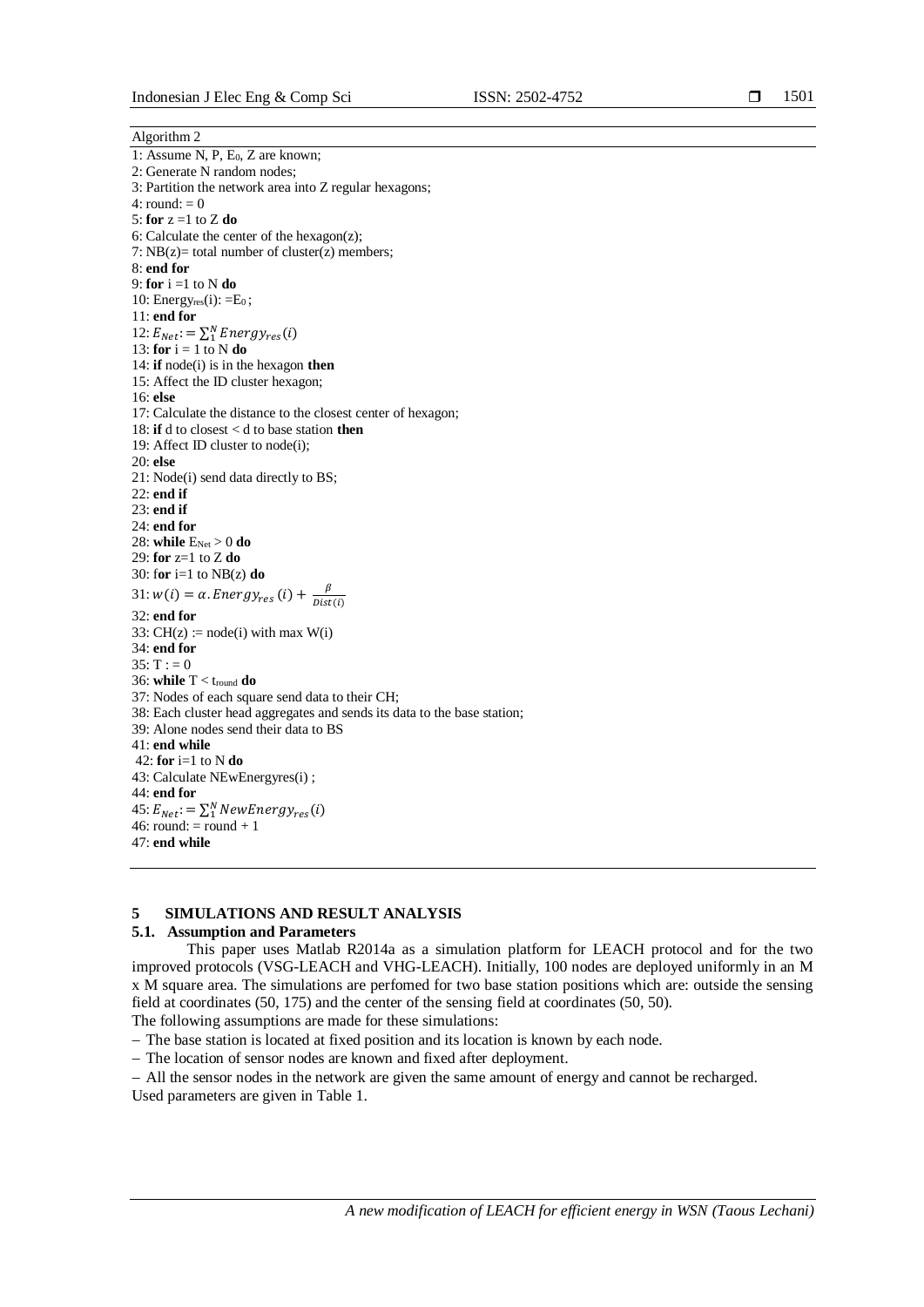Algorithm 2

```
1: Assume N, P, E0, Z are known;
2: Generate N random nodes;
3: Partition the network area into Z regular hexagons;
4: round: = 0
5: for z =1 to Z do
6: Calculate the center of the hexagon(z);
7: NB(z)= total number of cluster(z) members;
8: end for
9: for i =1 to N do
10: Energy_res(i): =E0 ;
11: end for
12: E_Net: = Σ_1^N Energy_res(i)
13: for i = 1 to N do
14: if node(i) is in the hexagon then
15: Affect the ID cluster hexagon;
16: else
17: Calculate the distance to the closest center of hexagon;
18: if d to closest < d to base station then
19: Affect ID cluster to node(i);
20: else
21: Node(i) send data directly to BS;
22: end if
23: end if
24: end for
28: while E_Net > 0 do
29: for z=1 to Z do
30: for i=1 to NB(z) do
31: w(i) = α.Energy_res(i) + β/Dist(i)
32: end for
33: CH(z) := node(i) with max W(i)
34: end for
35: T : = 0
36: while T < t_round do
37: Nodes of each square send data to their CH;
38: Each cluster head aggregates and sends its data to the base station;
39: Alone nodes send their data to BS
41: end while
42: for i=1 to N do
43: Calculate NEwEnergyres(i) ;
44: end for
45: E_Net: = Σ_1^N NewEnergy_res(i)
46: round: = round + 1
47: end while
```

## 5 SIMULATIONS AND RESULT ANALYSIS

### 5.1. Assumption and Parameters

This paper uses Matlab R2014a as a simulation platform for LEACH protocol and for the two improved protocols (VSG-LEACH and VHG-LEACH). Initially, 100 nodes are deployed uniformly in an M x M square area. The simulations are perfomed for two base station positions which are: outside the sensing field at coordinates (50, 175) and the center of the sensing field at coordinates (50, 50).

The following assumptions are made for these simulations:

- The base station is located at fixed position and its location is known by each node.
- The location of sensor nodes are known and fixed after deployment.
- All the sensor nodes in the network are given the same amount of energy and cannot be recharged.

Used parameters are given in Table 1.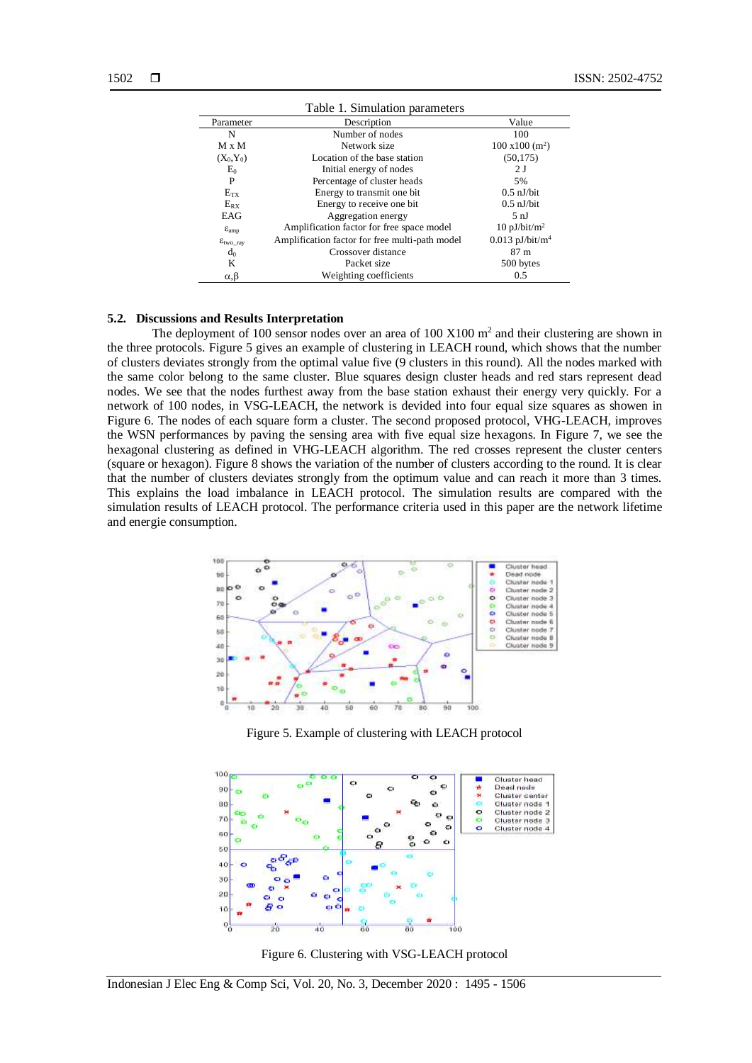Table 1. Simulation parameters

| Parameter | Description | Value |
|---|---|---|
| N | Number of nodes | 100 |
| M x M | Network size | 100 x100 (m$^2$) |
| ($X_0$,$Y_0$) | Location of the base station | (50,175) |
| $E_0$ | Initial energy of nodes | 2 J |
| P | Percentage of cluster heads | 5% |
| $E_{TX}$ | Energy to transmit one bit | 0.5 nJ/bit |
| $E_{RX}$ | Energy to receive one bit | 0.5 nJ/bit |
| EAG | Aggregation energy | 5 nJ |
| $\varepsilon_{amp}$ | Amplification factor for free space model | 10 pJ/bit/m$^2$ |
| $\varepsilon_{two\_ray}$ | Amplification factor for free multi-path model | 0.013 pJ/bit/m$^4$ |
| $d_0$ | Crossover distance | 87 m |
| K | Packet size | 500 bytes |
| α,β | Weighting coefficients | 0.5 |

### 5.2. Discussions and Results Interpretation

The deployment of 100 sensor nodes over an area of 100 X100 m$^2$ and their clustering are shown in the three protocols. Figure 5 gives an example of clustering in LEACH round, which shows that the number of clusters deviates strongly from the optimal value five (9 clusters in this round). All the nodes marked with the same color belong to the same cluster. Blue squares design cluster heads and red stars represent dead nodes. We see that the nodes furthest away from the base station exhaust their energy very quickly. For a network of 100 nodes, in VSG-LEACH, the network is devided into four equal size squares as showen in Figure 6. The nodes of each square form a cluster. The second proposed protocol, VHG-LEACH, improves the WSN performances by paving the sensing area with five equal size hexagons. In Figure 7, we see the hexagonal clustering as defined in VHG-LEACH algorithm. The red crosses represent the cluster centers (square or hexagon). Figure 8 shows the variation of the number of clusters according to the round. It is clear that the number of clusters deviates strongly from the optimum value and can reach it more than 3 times. This explains the load imbalance in LEACH protocol. The simulation results are compared with the simulation results of LEACH protocol. The performance criteria used in this paper are the network lifetime and energie consumption.

Figure 5. Example of clustering with LEACH protocol

Figure 6. Clustering with VSG-LEACH protocol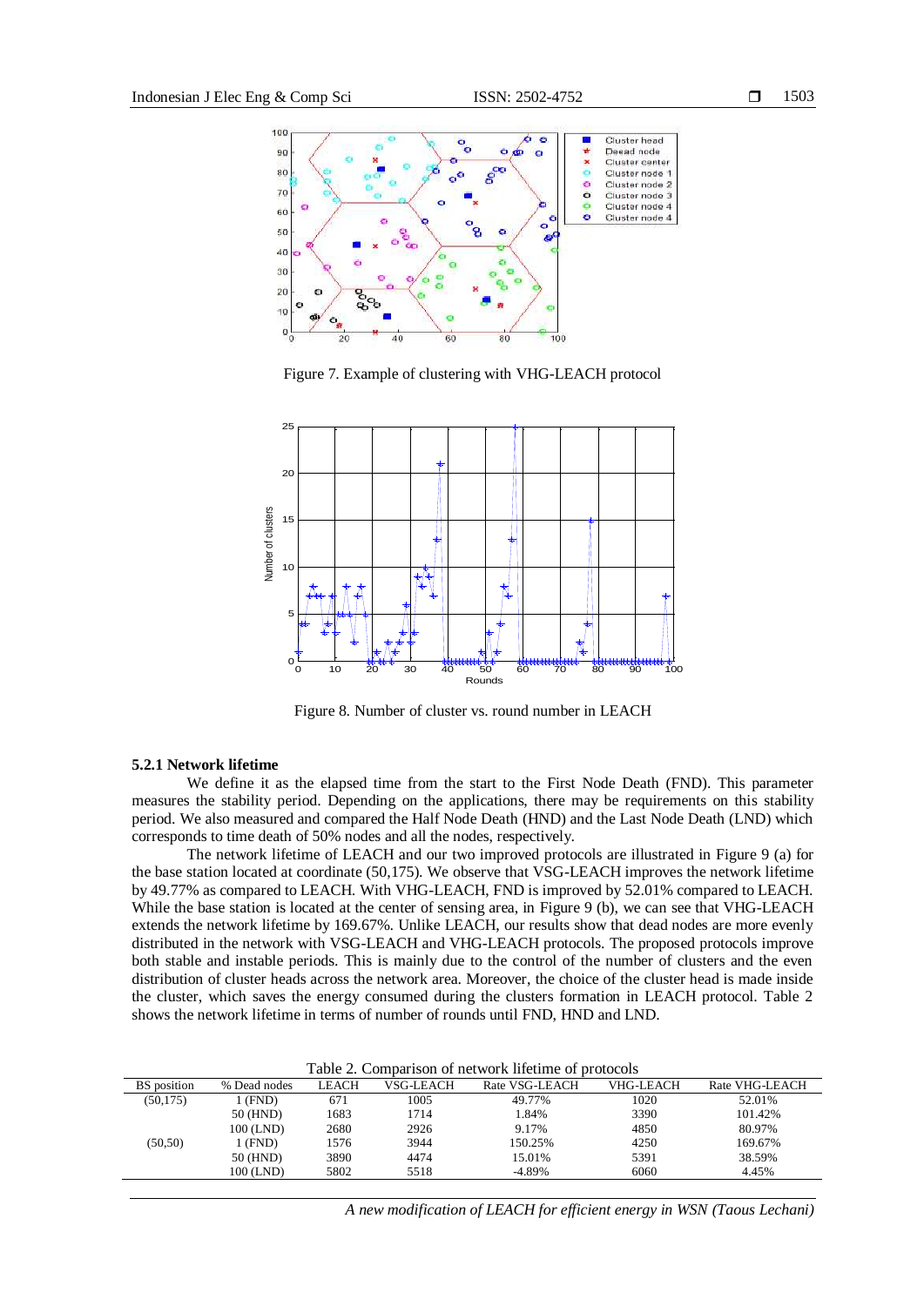Figure 7. Example of clustering with VHG-LEACH protocol

Figure 8. Number of cluster vs. round number in LEACH

### 5.2.1 Network lifetime

We define it as the elapsed time from the start to the First Node Death (FND). This parameter measures the stability period. Depending on the applications, there may be requirements on this stability period. We also measured and compared the Half Node Death (HND) and the Last Node Death (LND) which corresponds to time death of 50% nodes and all the nodes, respectively.

The network lifetime of LEACH and our two improved protocols are illustrated in Figure 9 (a) for the base station located at coordinate (50,175). We observe that VSG-LEACH improves the network lifetime by 49.77% as compared to LEACH. With VHG-LEACH, FND is improved by 52.01% compared to LEACH. While the base station is located at the center of sensing area, in Figure 9 (b), we can see that VHG-LEACH extends the network lifetime by 169.67%. Unlike LEACH, our results show that dead nodes are more evenly distributed in the network with VSG-LEACH and VHG-LEACH protocols. The proposed protocols improve both stable and instable periods. This is mainly due to the control of the number of clusters and the even distribution of cluster heads across the network area. Moreover, the choice of the cluster head is made inside the cluster, which saves the energy consumed during the clusters formation in LEACH protocol. Table 2 shows the network lifetime in terms of number of rounds until FND, HND and LND.

Table 2. Comparison of network lifetime of protocols

| BS position | % Dead nodes | LEACH | VSG-LEACH | Rate VSG-LEACH | VHG-LEACH | Rate VHG-LEACH |
|---|---|---|---|---|---|---|
| (50,175) | 1 (FND) | 671 | 1005 | 49.77% | 1020 | 52.01% |
| | 50 (HND) | 1683 | 1714 | 1.84% | 3390 | 101.42% |
| | 100 (LND) | 2680 | 2926 | 9.17% | 4850 | 80.97% |
| (50,50) | 1 (FND) | 1576 | 3944 | 150.25% | 4250 | 169.67% |
| | 50 (HND) | 3890 | 4474 | 15.01% | 5391 | 38.59% |
| | 100 (LND) | 5802 | 5518 | -4.89% | 6060 | 4.45% |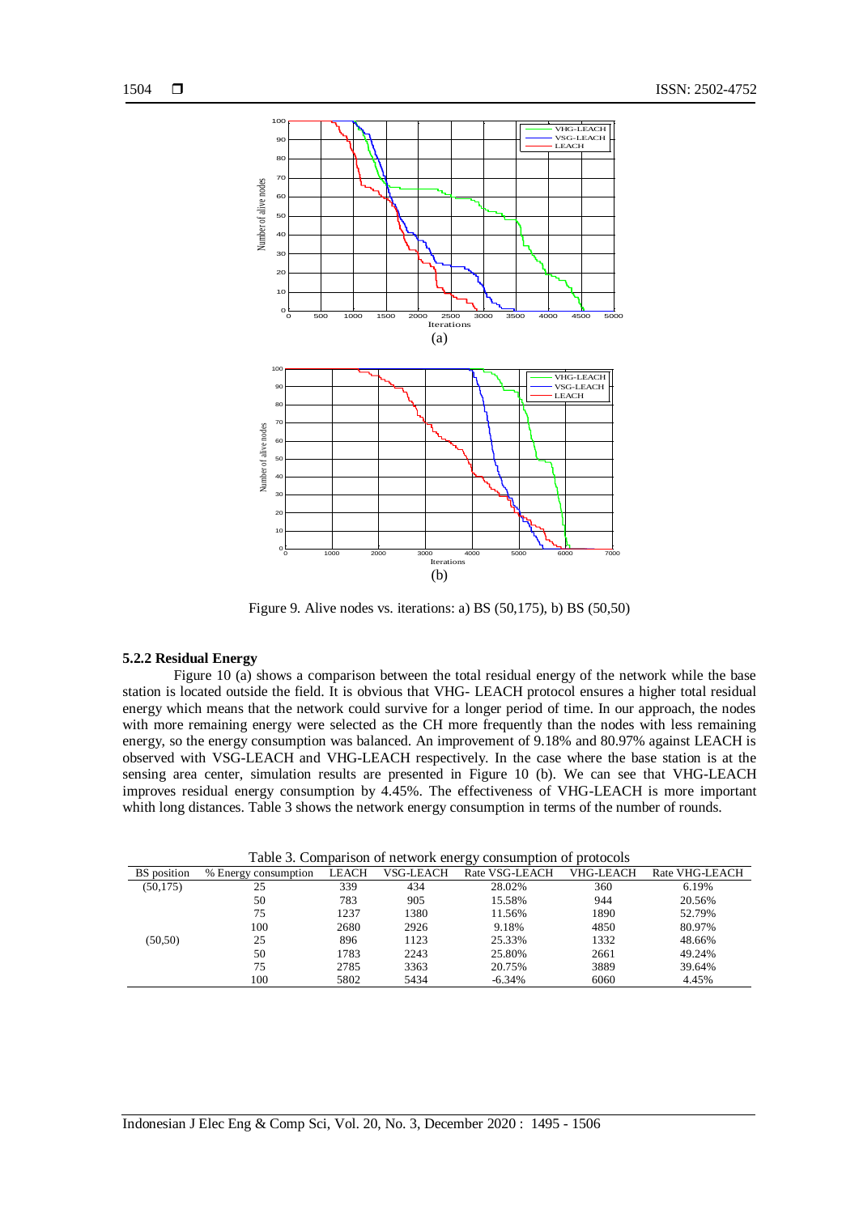Figure 9. Alive nodes vs. iterations: a) BS (50,175), b) BS (50,50)

#### 5.2.2 Residual Energy

Figure 10 (a) shows a comparison between the total residual energy of the network while the base station is located outside the field. It is obvious that VHG- LEACH protocol ensures a higher total residual energy which means that the network could survive for a longer period of time. In our approach, the nodes with more remaining energy were selected as the CH more frequently than the nodes with less remaining energy, so the energy consumption was balanced. An improvement of 9.18% and 80.97% against LEACH is observed with VSG-LEACH and VHG-LEACH respectively. In the case where the base station is at the sensing area center, simulation results are presented in Figure 10 (b). We can see that VHG-LEACH improves residual energy consumption by 4.45%. The effectiveness of VHG-LEACH is more important whith long distances. Table 3 shows the network energy consumption in terms of the number of rounds.

Table 3. Comparison of network energy consumption of protocols

| BS position | % Energy consumption | LEACH | VSG-LEACH | Rate VSG-LEACH | VHG-LEACH | Rate VHG-LEACH |
|---|---|---|---|---|---|---|
| (50,175) | 25 | 339 | 434 | 28.02% | 360 | 6.19% |
| | 50 | 783 | 905 | 15.58% | 944 | 20.56% |
| | 75 | 1237 | 1380 | 11.56% | 1890 | 52.79% |
| | 100 | 2680 | 2926 | 9.18% | 4850 | 80.97% |
| (50,50) | 25 | 896 | 1123 | 25.33% | 1332 | 48.66% |
| | 50 | 1783 | 2243 | 25.80% | 2661 | 49.24% |
| | 75 | 2785 | 3363 | 20.75% | 3889 | 39.64% |
| | 100 | 5802 | 5434 | -6.34% | 6060 | 4.45% |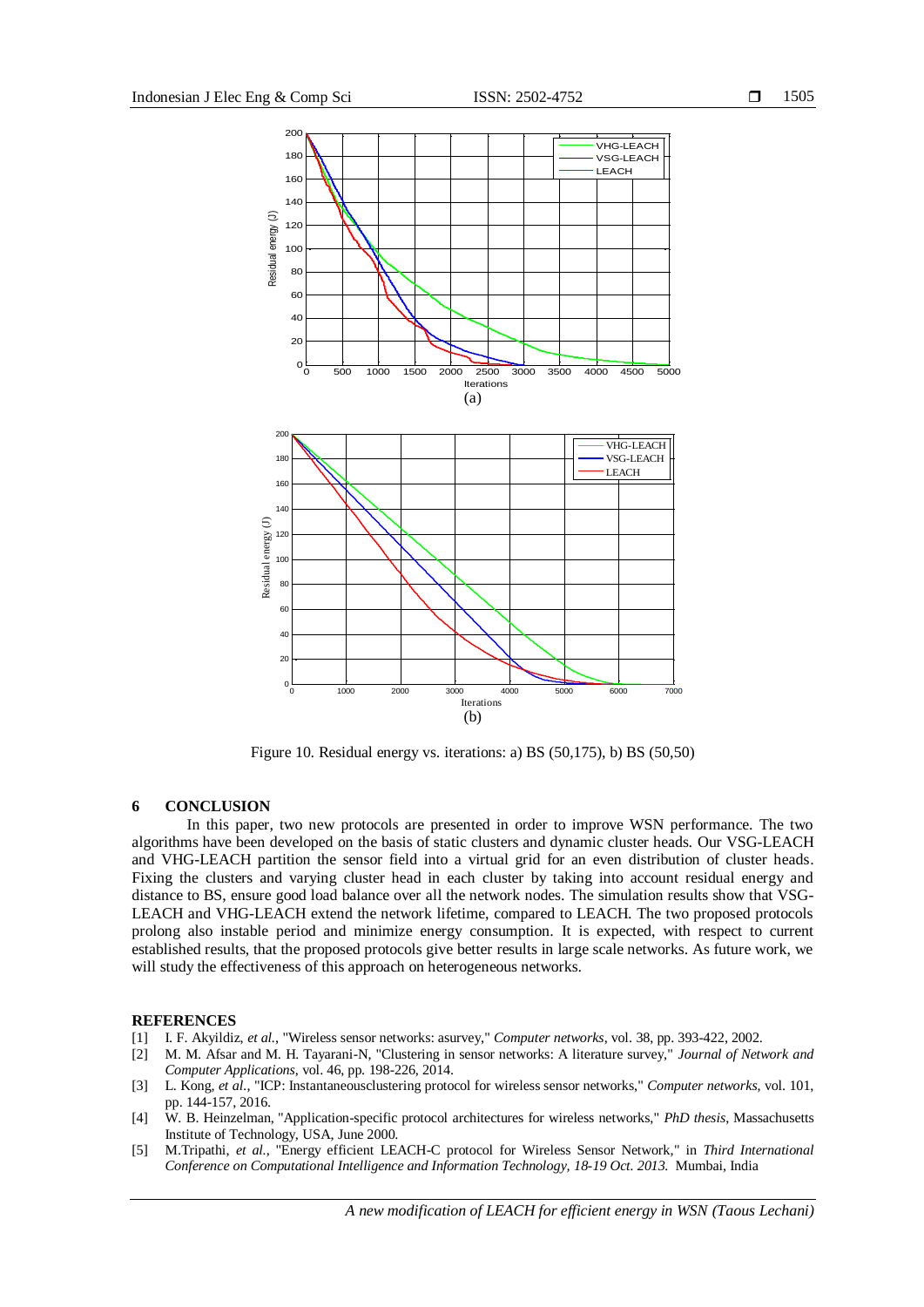Figure 10. Residual energy vs. iterations: a) BS (50,175), b) BS (50,50)

## 6 CONCLUSION

In this paper, two new protocols are presented in order to improve WSN performance. The two algorithms have been developed on the basis of static clusters and dynamic cluster heads. Our VSG-LEACH and VHG-LEACH partition the sensor field into a virtual grid for an even distribution of cluster heads. Fixing the clusters and varying cluster head in each cluster by taking into account residual energy and distance to BS, ensure good load balance over all the network nodes. The simulation results show that VSG-LEACH and VHG-LEACH extend the network lifetime, compared to LEACH. The two proposed protocols prolong also instable period and minimize energy consumption. It is expected, with respect to current established results, that the proposed protocols give better results in large scale networks. As future work, we will study the effectiveness of this approach on heterogeneous networks.

## REFERENCES

[1] I. F. Akyildiz, *et al.*, "Wireless sensor networks: asurvey," *Computer networks*, vol. 38, pp. 393-422, 2002.

[2] M. M. Afsar and M. H. Tayarani-N, "Clustering in sensor networks: A literature survey," *Journal of Network and Computer Applications*, vol. 46, pp. 198-226, 2014.

[3] L. Kong, *et al.*, "ICP: Instantaneousclustering protocol for wireless sensor networks," *Computer networks*, vol. 101, pp. 144-157, 2016.

[4] W. B. Heinzelman, "Application-specific protocol architectures for wireless networks," *PhD thesis*, Massachusetts Institute of Technology, USA, June 2000.

[5] M.Tripathi, *et al.*, "Energy efficient LEACH-C protocol for Wireless Sensor Network," in *Third International Conference on Computational Intelligence and Information Technology, 18-19 Oct. 2013.* Mumbai, India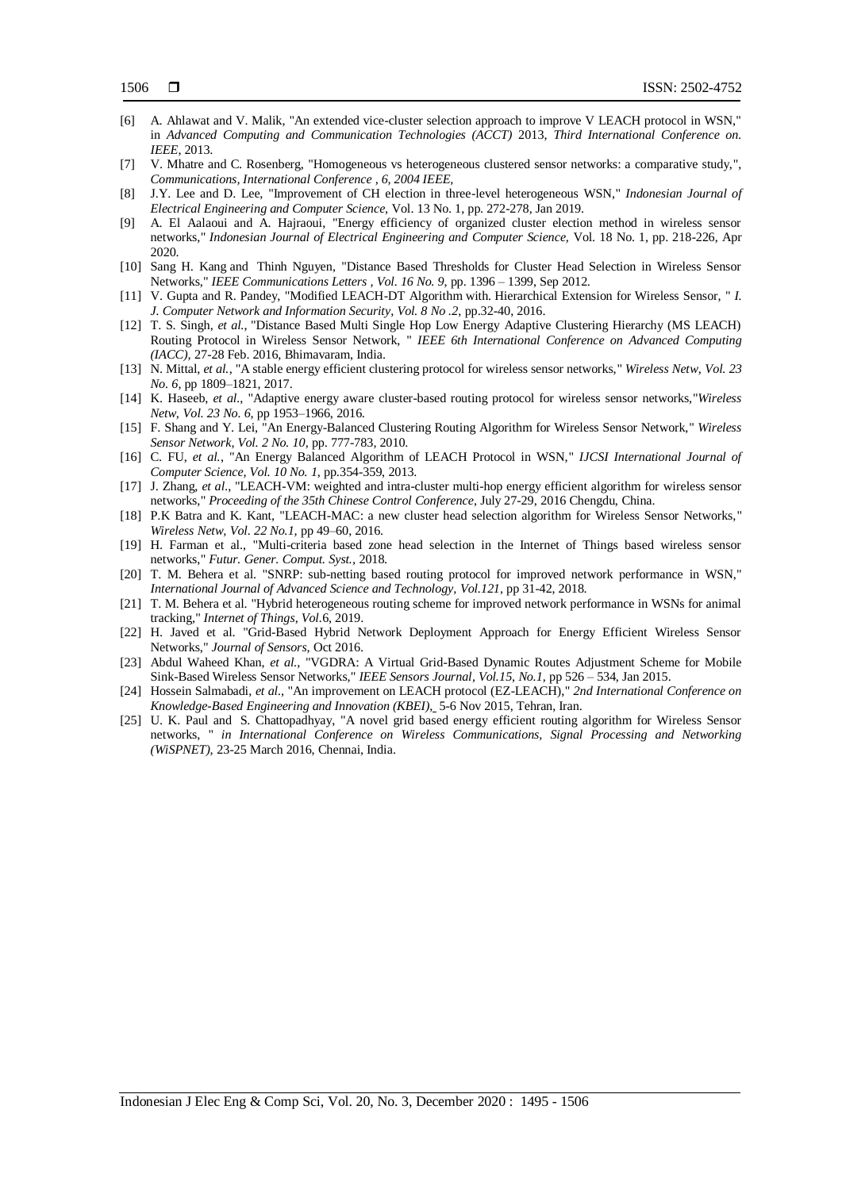[6] A. Ahlawat and V. Malik, "An extended vice-cluster selection approach to improve V LEACH protocol in WSN," in *Advanced Computing and Communication Technologies (ACCT)* 2013, *Third International Conference on. IEEE*, 2013.

[7] V. Mhatre and C. Rosenberg, "Homogeneous vs heterogeneous clustered sensor networks: a comparative study,", *Communications, International Conference , 6, 2004 IEEE*,

[8] J.Y. Lee and D. Lee, "Improvement of CH election in three-level heterogeneous WSN," *Indonesian Journal of Electrical Engineering and Computer Science*, Vol. 13 No. 1, pp. 272-278, Jan 2019.

[9] A. El Aalaoui and A. Hajraoui, "Energy efficiency of organized cluster election method in wireless sensor networks," *Indonesian Journal of Electrical Engineering and Computer Science*, Vol. 18 No. 1, pp. 218-226, Apr 2020.

[10] Sang H. Kang and Thinh Nguyen, "Distance Based Thresholds for Cluster Head Selection in Wireless Sensor Networks," *IEEE Communications Letters , Vol. 16 No. 9*, pp. 1396 – 1399, Sep 2012.

[11] V. Gupta and R. Pandey, "Modified LEACH-DT Algorithm with. Hierarchical Extension for Wireless Sensor, " *I. J. Computer Network and Information Security, Vol. 8 No .2*, pp.32-40, 2016.

[12] T. S. Singh, *et al.*, "Distance Based Multi Single Hop Low Energy Adaptive Clustering Hierarchy (MS LEACH) Routing Protocol in Wireless Sensor Network, " *IEEE 6th International Conference on Advanced Computing (IACC)*, 27-28 Feb. 2016, Bhimavaram, India.

[13] N. Mittal, *et al.*, "A stable energy efficient clustering protocol for wireless sensor networks," *Wireless Netw, Vol. 23 No. 6*, pp 1809–1821, 2017.

[14] K. Haseeb, *et al*., "Adaptive energy aware cluster-based routing protocol for wireless sensor networks,"*Wireless Netw, Vol. 23 No. 6*, pp 1953–1966, 2016.

[15] F. Shang and Y. Lei, "An Energy-Balanced Clustering Routing Algorithm for Wireless Sensor Network," *Wireless Sensor Network, Vol. 2 No. 10*, pp. 777-783, 2010.

[16] C. FU, *et al.*, "An Energy Balanced Algorithm of LEACH Protocol in WSN," *IJCSI International Journal of Computer Science, Vol. 10 No. 1*, pp.354-359, 2013.

[17] J. Zhang, *et al*., "LEACH-VM: weighted and intra-cluster multi-hop energy efficient algorithm for wireless sensor networks," *Proceeding of the 35th Chinese Control Conference*, July 27-29, 2016 Chengdu, China.

[18] P.K Batra and K. Kant, "LEACH-MAC: a new cluster head selection algorithm for Wireless Sensor Networks," *Wireless Netw, Vol. 22 No.1*, pp 49–60, 2016.

[19] H. Farman et al., "Multi-criteria based zone head selection in the Internet of Things based wireless sensor networks," *Futur. Gener. Comput. Syst.*, 2018.

[20] T. M. Behera et al. "SNRP: sub-netting based routing protocol for improved network performance in WSN," *International Journal of Advanced Science and Technology, Vol.121*, pp 31-42, 2018.

[21] T. M. Behera et al. "Hybrid heterogeneous routing scheme for improved network performance in WSNs for animal tracking," *Internet of Things, Vol.6*, 2019.

[22] H. Javed et al. "Grid-Based Hybrid Network Deployment Approach for Energy Efficient Wireless Sensor Networks," *Journal of Sensors*, Oct 2016.

[23] Abdul Waheed Khan, *et al.*, "VGDRA: A Virtual Grid-Based Dynamic Routes Adjustment Scheme for Mobile Sink-Based Wireless Sensor Networks," *IEEE Sensors Journal, Vol.15, No.1*, pp 526 – 534, Jan 2015.

[24] Hossein Salmabadi, *et al.*, "An improvement on LEACH protocol (EZ-LEACH)," *2nd International Conference on Knowledge-Based Engineering and Innovation (KBEI)*, 5-6 Nov 2015, Tehran, Iran.

[25] U. K. Paul and S. Chattopadhyay, "A novel grid based energy efficient routing algorithm for Wireless Sensor networks, " *in International Conference on Wireless Communications, Signal Processing and Networking (WiSPNET)*, 23-25 March 2016, Chennai, India.